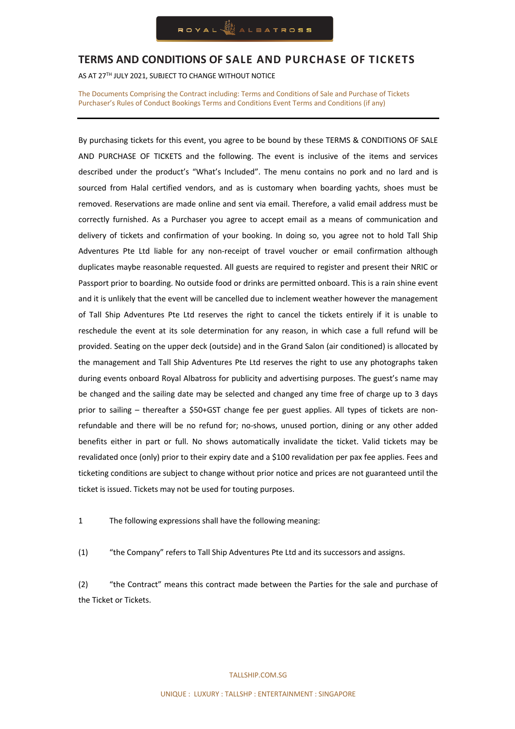# TERMS AND CONDITIONS OF SALE AND PURCHASE OF TICKETS

AS AT 27TH JULY 2021, SUBJECT TO CHANGE WITHOUT NOTICE

The Documents Comprising the Contract including: Terms and Conditions of Sale and Purchase of Tickets Purchaser's Rules of Conduct Bookings Terms and Conditions Event Terms and Conditions (if any)

---

By purchasing tickets for this event, you agree to be bound by these TERMS & CONDITIONS OF SALE AND PURCHASE OF TICKETS and the following. The event is inclusive of the items and services described under the product's "What's Included". The menu contains no pork and no lard and is sourced from Halal certified vendors, and as is customary when boarding yachts, shoes must be removed. Reservations are made online and sent via email. Therefore, a valid email address must be correctly furnished. As a Purchaser you agree to accept email as a means of communication and delivery of tickets and confirmation of your booking. In doing so, you agree not to hold Tall Ship Adventures Pte Ltd liable for any non-receipt of travel voucher or email confirmation although duplicates maybe reasonable requested. All guests are required to register and present their NRIC or Passport prior to boarding. No outside food or drinks are permitted onboard. This is a rain shine event and it is unlikely that the event will be cancelled due to inclement weather however the management of Tall Ship Adventures Pte Ltd reserves the right to cancel the tickets entirely if it is unable to reschedule the event at its sole determination for any reason, in which case a full refund will be provided. Seating on the upper deck (outside) and in the Grand Salon (air conditioned) is allocated by the management and Tall Ship Adventures Pte Ltd reserves the right to use any photographs taken during events onboard Royal Albatross for publicity and advertising purposes. The guest's name may be changed and the sailing date may be selected and changed any time free of charge up to 3 days prior to sailing – thereafter a $50+GST change fee per guest applies. All types of tickets are non-refundable and there will be no refund for; no-shows, unused portion, dining or any other added benefits either in part or full. No shows automatically invalidate the ticket. Valid tickets may be revalidated once (only) prior to their expiry date and a $100 revalidation per pax fee applies. Fees and ticketing conditions are subject to change without prior notice and prices are not guaranteed until the ticket is issued. Tickets may not be used for touting purposes.

1 The following expressions shall have the following meaning:

(1) "the Company" refers to Tall Ship Adventures Pte Ltd and its successors and assigns.

(2) "the Contract" means this contract made between the Parties for the sale and purchase of the Ticket or Tickets.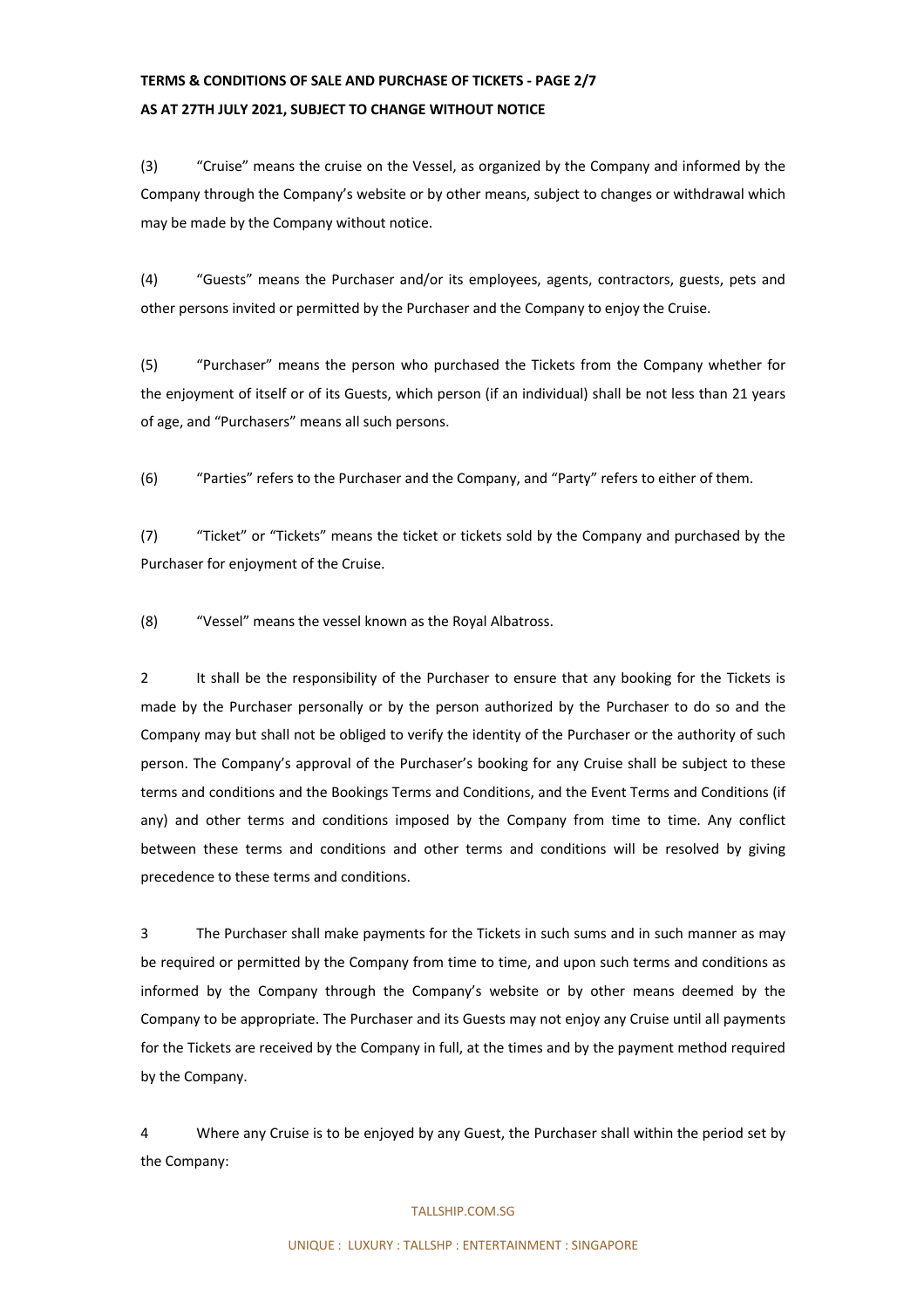(3) "Cruise" means the cruise on the Vessel, as organized by the Company and informed by the Company through the Company's website or by other means, subject to changes or withdrawal which may be made by the Company without notice.

(4) "Guests" means the Purchaser and/or its employees, agents, contractors, guests, pets and other persons invited or permitted by the Purchaser and the Company to enjoy the Cruise.

(5) "Purchaser" means the person who purchased the Tickets from the Company whether for the enjoyment of itself or of its Guests, which person (if an individual) shall be not less than 21 years of age, and "Purchasers" means all such persons.

(6) "Parties" refers to the Purchaser and the Company, and "Party" refers to either of them.

(7) "Ticket" or "Tickets" means the ticket or tickets sold by the Company and purchased by the Purchaser for enjoyment of the Cruise.

(8) "Vessel" means the vessel known as the Royal Albatross.

2 It shall be the responsibility of the Purchaser to ensure that any booking for the Tickets is made by the Purchaser personally or by the person authorized by the Purchaser to do so and the Company may but shall not be obliged to verify the identity of the Purchaser or the authority of such person. The Company's approval of the Purchaser's booking for any Cruise shall be subject to these terms and conditions and the Bookings Terms and Conditions, and the Event Terms and Conditions (if any) and other terms and conditions imposed by the Company from time to time. Any conflict between these terms and conditions and other terms and conditions will be resolved by giving precedence to these terms and conditions.

3 The Purchaser shall make payments for the Tickets in such sums and in such manner as may be required or permitted by the Company from time to time, and upon such terms and conditions as informed by the Company through the Company's website or by other means deemed by the Company to be appropriate. The Purchaser and its Guests may not enjoy any Cruise until all payments for the Tickets are received by the Company in full, at the times and by the payment method required by the Company.

4 Where any Cruise is to be enjoyed by any Guest, the Purchaser shall within the period set by the Company: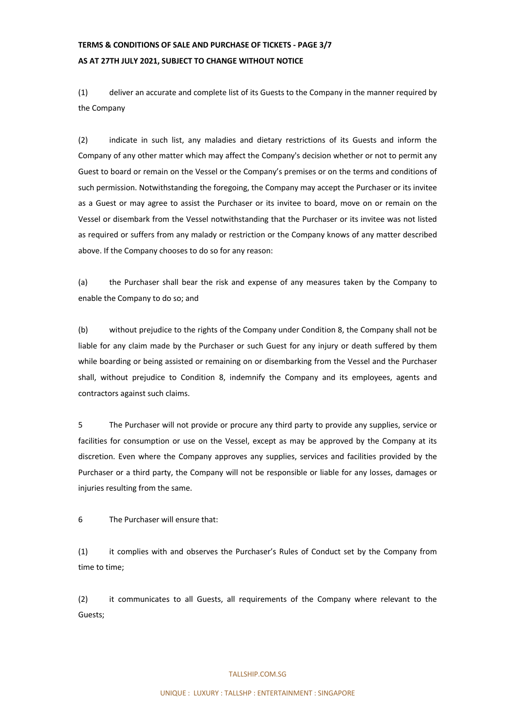(1) deliver an accurate and complete list of its Guests to the Company in the manner required by the Company

(2) indicate in such list, any maladies and dietary restrictions of its Guests and inform the Company of any other matter which may affect the Company's decision whether or not to permit any Guest to board or remain on the Vessel or the Company's premises or on the terms and conditions of such permission. Notwithstanding the foregoing, the Company may accept the Purchaser or its invitee as a Guest or may agree to assist the Purchaser or its invitee to board, move on or remain on the Vessel or disembark from the Vessel notwithstanding that the Purchaser or its invitee was not listed as required or suffers from any malady or restriction or the Company knows of any matter described above. If the Company chooses to do so for any reason:

(a) the Purchaser shall bear the risk and expense of any measures taken by the Company to enable the Company to do so; and

(b) without prejudice to the rights of the Company under Condition 8, the Company shall not be liable for any claim made by the Purchaser or such Guest for any injury or death suffered by them while boarding or being assisted or remaining on or disembarking from the Vessel and the Purchaser shall, without prejudice to Condition 8, indemnify the Company and its employees, agents and contractors against such claims.

5 The Purchaser will not provide or procure any third party to provide any supplies, service or facilities for consumption or use on the Vessel, except as may be approved by the Company at its discretion. Even where the Company approves any supplies, services and facilities provided by the Purchaser or a third party, the Company will not be responsible or liable for any losses, damages or injuries resulting from the same.

6 The Purchaser will ensure that:

(1) it complies with and observes the Purchaser's Rules of Conduct set by the Company from time to time;

(2) it communicates to all Guests, all requirements of the Company where relevant to the Guests;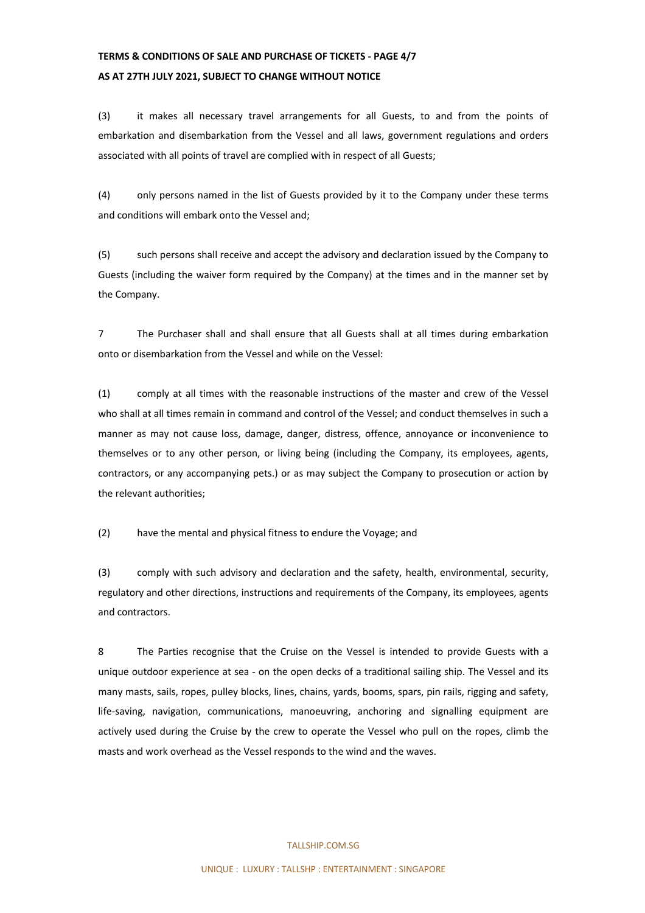(3) it makes all necessary travel arrangements for all Guests, to and from the points of embarkation and disembarkation from the Vessel and all laws, government regulations and orders associated with all points of travel are complied with in respect of all Guests;

(4) only persons named in the list of Guests provided by it to the Company under these terms and conditions will embark onto the Vessel and;

(5) such persons shall receive and accept the advisory and declaration issued by the Company to Guests (including the waiver form required by the Company) at the times and in the manner set by the Company.

7 The Purchaser shall and shall ensure that all Guests shall at all times during embarkation onto or disembarkation from the Vessel and while on the Vessel:

(1) comply at all times with the reasonable instructions of the master and crew of the Vessel who shall at all times remain in command and control of the Vessel; and conduct themselves in such a manner as may not cause loss, damage, danger, distress, offence, annoyance or inconvenience to themselves or to any other person, or living being (including the Company, its employees, agents, contractors, or any accompanying pets.) or as may subject the Company to prosecution or action by the relevant authorities;

(2) have the mental and physical fitness to endure the Voyage; and

(3) comply with such advisory and declaration and the safety, health, environmental, security, regulatory and other directions, instructions and requirements of the Company, its employees, agents and contractors.

8 The Parties recognise that the Cruise on the Vessel is intended to provide Guests with a unique outdoor experience at sea - on the open decks of a traditional sailing ship. The Vessel and its many masts, sails, ropes, pulley blocks, lines, chains, yards, booms, spars, pin rails, rigging and safety, life-saving, navigation, communications, manoeuvring, anchoring and signalling equipment are actively used during the Cruise by the crew to operate the Vessel who pull on the ropes, climb the masts and work overhead as the Vessel responds to the wind and the waves.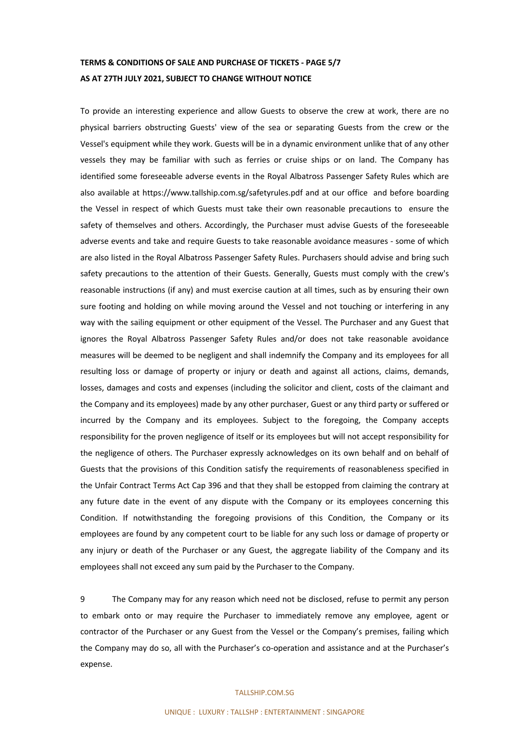To provide an interesting experience and allow Guests to observe the crew at work, there are no physical barriers obstructing Guests' view of the sea or separating Guests from the crew or the Vessel's equipment while they work. Guests will be in a dynamic environment unlike that of any other vessels they may be familiar with such as ferries or cruise ships or on land. The Company has identified some foreseeable adverse events in the Royal Albatross Passenger Safety Rules which are also available at https://www.tallship.com.sg/safetyrules.pdf and at our office and before boarding the Vessel in respect of which Guests must take their own reasonable precautions to ensure the safety of themselves and others. Accordingly, the Purchaser must advise Guests of the foreseeable adverse events and take and require Guests to take reasonable avoidance measures - some of which are also listed in the Royal Albatross Passenger Safety Rules. Purchasers should advise and bring such safety precautions to the attention of their Guests. Generally, Guests must comply with the crew's reasonable instructions (if any) and must exercise caution at all times, such as by ensuring their own sure footing and holding on while moving around the Vessel and not touching or interfering in any way with the sailing equipment or other equipment of the Vessel. The Purchaser and any Guest that ignores the Royal Albatross Passenger Safety Rules and/or does not take reasonable avoidance measures will be deemed to be negligent and shall indemnify the Company and its employees for all resulting loss or damage of property or injury or death and against all actions, claims, demands, losses, damages and costs and expenses (including the solicitor and client, costs of the claimant and the Company and its employees) made by any other purchaser, Guest or any third party or suffered or incurred by the Company and its employees. Subject to the foregoing, the Company accepts responsibility for the proven negligence of itself or its employees but will not accept responsibility for the negligence of others. The Purchaser expressly acknowledges on its own behalf and on behalf of Guests that the provisions of this Condition satisfy the requirements of reasonableness specified in the Unfair Contract Terms Act Cap 396 and that they shall be estopped from claiming the contrary at any future date in the event of any dispute with the Company or its employees concerning this Condition. If notwithstanding the foregoing provisions of this Condition, the Company or its employees are found by any competent court to be liable for any such loss or damage of property or any injury or death of the Purchaser or any Guest, the aggregate liability of the Company and its employees shall not exceed any sum paid by the Purchaser to the Company.

9 The Company may for any reason which need not be disclosed, refuse to permit any person to embark onto or may require the Purchaser to immediately remove any employee, agent or contractor of the Purchaser or any Guest from the Vessel or the Company's premises, failing which the Company may do so, all with the Purchaser's co-operation and assistance and at the Purchaser's expense.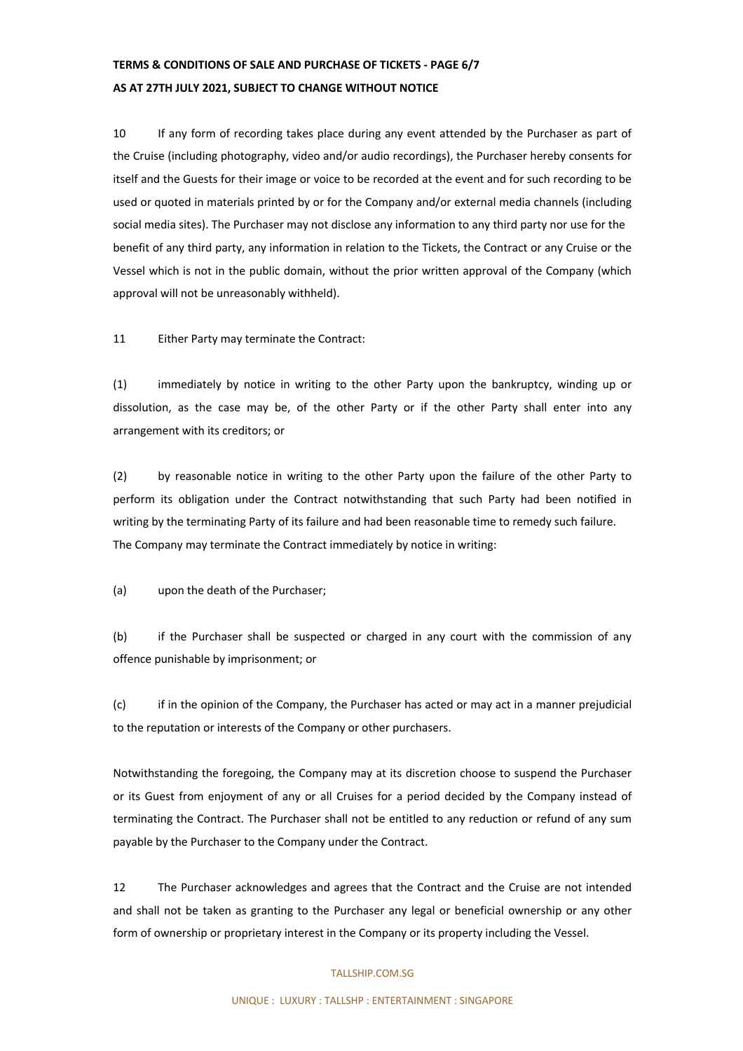10 If any form of recording takes place during any event attended by the Purchaser as part of the Cruise (including photography, video and/or audio recordings), the Purchaser hereby consents for itself and the Guests for their image or voice to be recorded at the event and for such recording to be used or quoted in materials printed by or for the Company and/or external media channels (including social media sites). The Purchaser may not disclose any information to any third party nor use for the benefit of any third party, any information in relation to the Tickets, the Contract or any Cruise or the Vessel which is not in the public domain, without the prior written approval of the Company (which approval will not be unreasonably withheld).

11 Either Party may terminate the Contract:

(1) immediately by notice in writing to the other Party upon the bankruptcy, winding up or dissolution, as the case may be, of the other Party or if the other Party shall enter into any arrangement with its creditors; or

(2) by reasonable notice in writing to the other Party upon the failure of the other Party to perform its obligation under the Contract notwithstanding that such Party had been notified in writing by the terminating Party of its failure and had been reasonable time to remedy such failure.

The Company may terminate the Contract immediately by notice in writing:

(a) upon the death of the Purchaser;

(b) if the Purchaser shall be suspected or charged in any court with the commission of any offence punishable by imprisonment; or

(c) if in the opinion of the Company, the Purchaser has acted or may act in a manner prejudicial to the reputation or interests of the Company or other purchasers.

Notwithstanding the foregoing, the Company may at its discretion choose to suspend the Purchaser or its Guest from enjoyment of any or all Cruises for a period decided by the Company instead of terminating the Contract. The Purchaser shall not be entitled to any reduction or refund of any sum payable by the Purchaser to the Company under the Contract.

12 The Purchaser acknowledges and agrees that the Contract and the Cruise are not intended and shall not be taken as granting to the Purchaser any legal or beneficial ownership or any other form of ownership or proprietary interest in the Company or its property including the Vessel.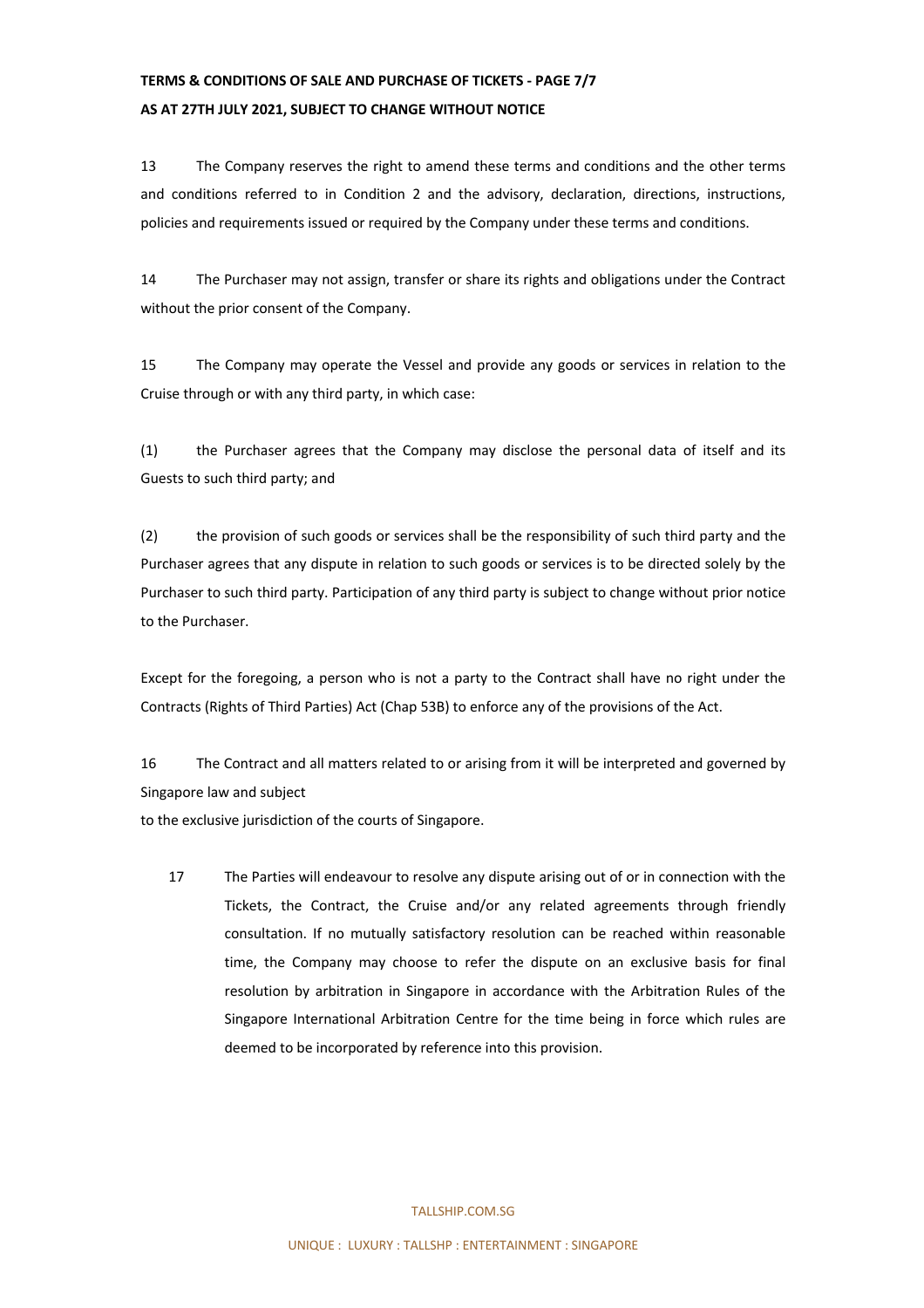13 The Company reserves the right to amend these terms and conditions and the other terms and conditions referred to in Condition 2 and the advisory, declaration, directions, instructions, policies and requirements issued or required by the Company under these terms and conditions.

14 The Purchaser may not assign, transfer or share its rights and obligations under the Contract without the prior consent of the Company.

15 The Company may operate the Vessel and provide any goods or services in relation to the Cruise through or with any third party, in which case:

(1) the Purchaser agrees that the Company may disclose the personal data of itself and its Guests to such third party; and

(2) the provision of such goods or services shall be the responsibility of such third party and the Purchaser agrees that any dispute in relation to such goods or services is to be directed solely by the Purchaser to such third party. Participation of any third party is subject to change without prior notice to the Purchaser.

Except for the foregoing, a person who is not a party to the Contract shall have no right under the Contracts (Rights of Third Parties) Act (Chap 53B) to enforce any of the provisions of the Act.

16 The Contract and all matters related to or arising from it will be interpreted and governed by Singapore law and subject
to the exclusive jurisdiction of the courts of Singapore.

17 The Parties will endeavour to resolve any dispute arising out of or in connection with the Tickets, the Contract, the Cruise and/or any related agreements through friendly consultation. If no mutually satisfactory resolution can be reached within reasonable time, the Company may choose to refer the dispute on an exclusive basis for final resolution by arbitration in Singapore in accordance with the Arbitration Rules of the Singapore International Arbitration Centre for the time being in force which rules are deemed to be incorporated by reference into this provision.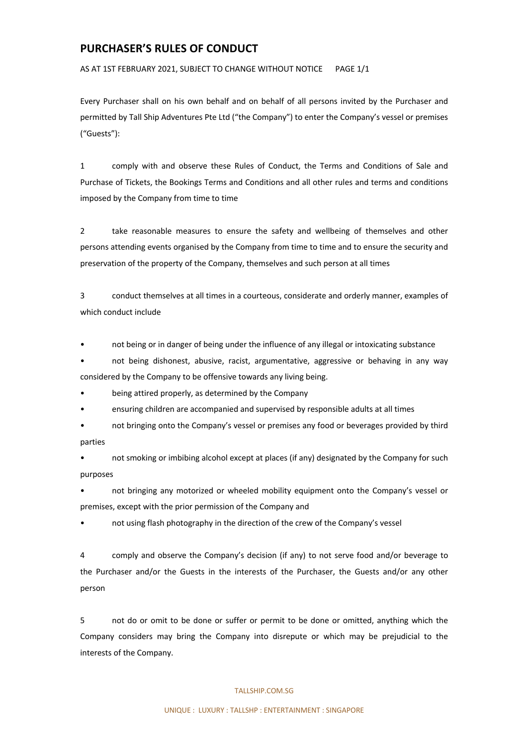# PURCHASER'S RULES OF CONDUCT

AS AT 1ST FEBRUARY 2021, SUBJECT TO CHANGE WITHOUT NOTICE PAGE 1/1

Every Purchaser shall on his own behalf and on behalf of all persons invited by the Purchaser and permitted by Tall Ship Adventures Pte Ltd ("the Company") to enter the Company's vessel or premises ("Guests"):

1 comply with and observe these Rules of Conduct, the Terms and Conditions of Sale and Purchase of Tickets, the Bookings Terms and Conditions and all other rules and terms and conditions imposed by the Company from time to time

2 take reasonable measures to ensure the safety and wellbeing of themselves and other persons attending events organised by the Company from time to time and to ensure the security and preservation of the property of the Company, themselves and such person at all times

3 conduct themselves at all times in a courteous, considerate and orderly manner, examples of which conduct include

- not being or in danger of being under the influence of any illegal or intoxicating substance
- not being dishonest, abusive, racist, argumentative, aggressive or behaving in any way considered by the Company to be offensive towards any living being.
- being attired properly, as determined by the Company
- ensuring children are accompanied and supervised by responsible adults at all times
- not bringing onto the Company's vessel or premises any food or beverages provided by third parties
- not smoking or imbibing alcohol except at places (if any) designated by the Company for such purposes
- not bringing any motorized or wheeled mobility equipment onto the Company's vessel or premises, except with the prior permission of the Company and
- not using flash photography in the direction of the crew of the Company's vessel

4 comply and observe the Company's decision (if any) to not serve food and/or beverage to the Purchaser and/or the Guests in the interests of the Purchaser, the Guests and/or any other person

5 not do or omit to be done or suffer or permit to be done or omitted, anything which the Company considers may bring the Company into disrepute or which may be prejudicial to the interests of the Company.

TALLSHIP.COM.SG

UNIQUE : LUXURY : TALLSHP : ENTERTAINMENT : SINGAPORE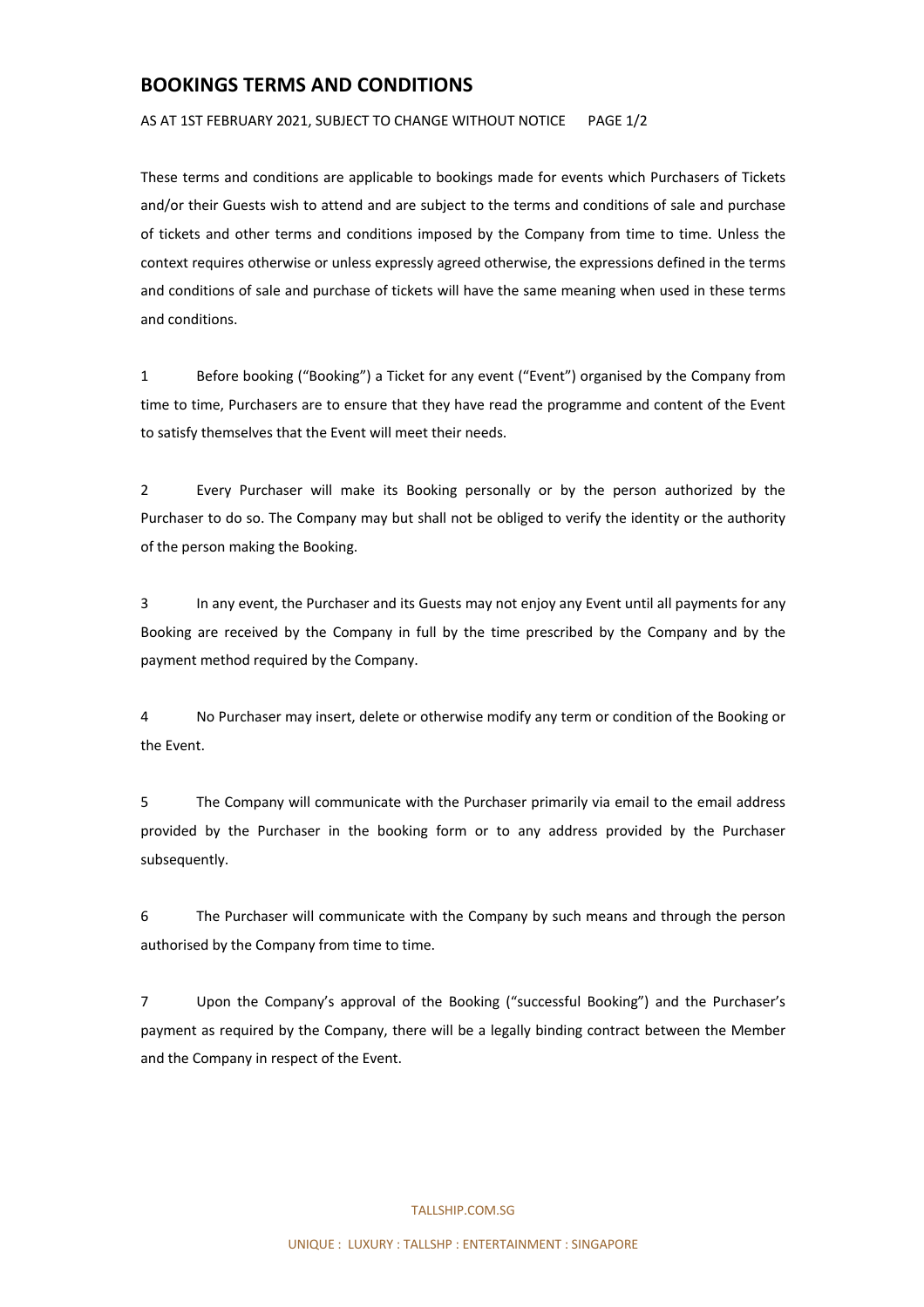# BOOKINGS TERMS AND CONDITIONS

AS AT 1ST FEBRUARY 2021, SUBJECT TO CHANGE WITHOUT NOTICE

These terms and conditions are applicable to bookings made for events which Purchasers of Tickets and/or their Guests wish to attend and are subject to the terms and conditions of sale and purchase of tickets and other terms and conditions imposed by the Company from time to time. Unless the context requires otherwise or unless expressly agreed otherwise, the expressions defined in the terms and conditions of sale and purchase of tickets will have the same meaning when used in these terms and conditions.

1 Before booking ("Booking") a Ticket for any event ("Event") organised by the Company from time to time, Purchasers are to ensure that they have read the programme and content of the Event to satisfy themselves that the Event will meet their needs.

2 Every Purchaser will make its Booking personally or by the person authorized by the Purchaser to do so. The Company may but shall not be obliged to verify the identity or the authority of the person making the Booking.

3 In any event, the Purchaser and its Guests may not enjoy any Event until all payments for any Booking are received by the Company in full by the time prescribed by the Company and by the payment method required by the Company.

4 No Purchaser may insert, delete or otherwise modify any term or condition of the Booking or the Event.

5 The Company will communicate with the Purchaser primarily via email to the email address provided by the Purchaser in the booking form or to any address provided by the Purchaser subsequently.

6 The Purchaser will communicate with the Company by such means and through the person authorised by the Company from time to time.

7 Upon the Company's approval of the Booking ("successful Booking") and the Purchaser's payment as required by the Company, there will be a legally binding contract between the Member and the Company in respect of the Event.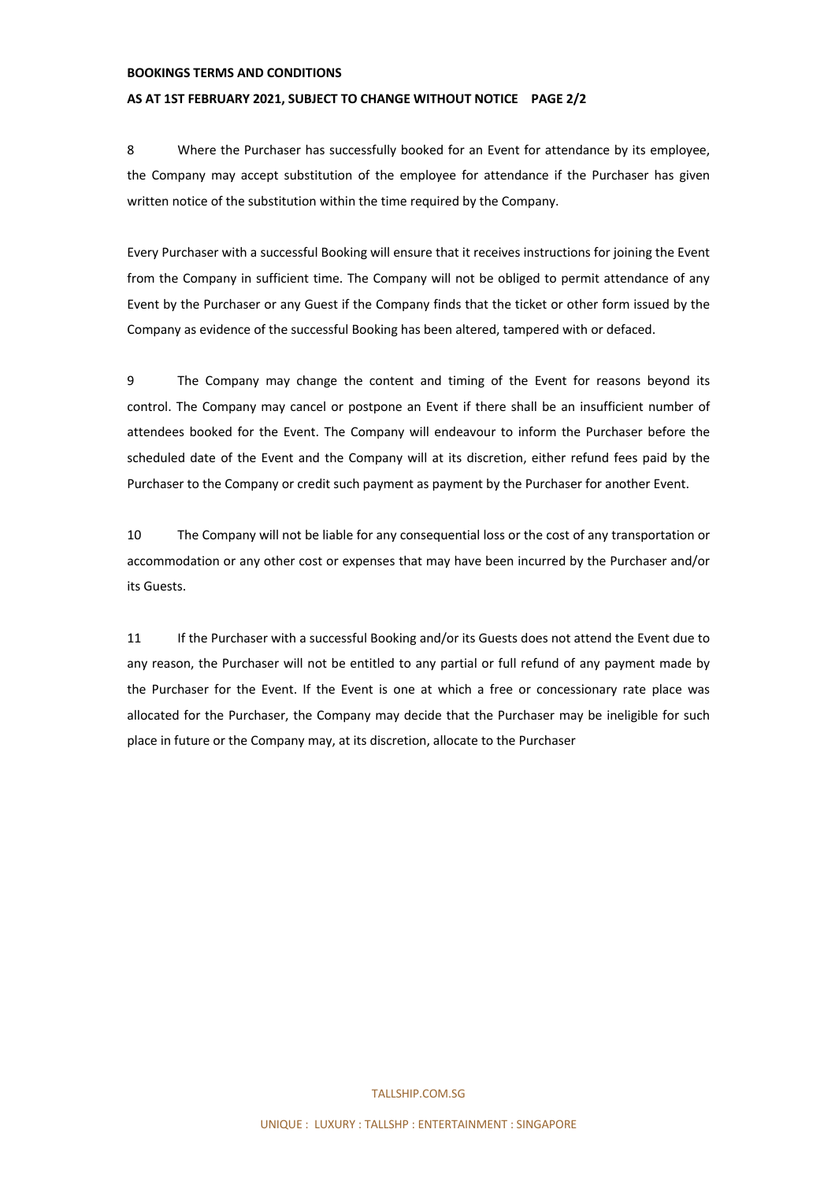**BOOKINGS TERMS AND CONDITIONS**

**AS AT 1ST FEBRUARY 2021, SUBJECT TO CHANGE WITHOUT NOTICE PAGE 2/2**

8 Where the Purchaser has successfully booked for an Event for attendance by its employee, the Company may accept substitution of the employee for attendance if the Purchaser has given written notice of the substitution within the time required by the Company.

Every Purchaser with a successful Booking will ensure that it receives instructions for joining the Event from the Company in sufficient time. The Company will not be obliged to permit attendance of any Event by the Purchaser or any Guest if the Company finds that the ticket or other form issued by the Company as evidence of the successful Booking has been altered, tampered with or defaced.

9 The Company may change the content and timing of the Event for reasons beyond its control. The Company may cancel or postpone an Event if there shall be an insufficient number of attendees booked for the Event. The Company will endeavour to inform the Purchaser before the scheduled date of the Event and the Company will at its discretion, either refund fees paid by the Purchaser to the Company or credit such payment as payment by the Purchaser for another Event.

10 The Company will not be liable for any consequential loss or the cost of any transportation or accommodation or any other cost or expenses that may have been incurred by the Purchaser and/or its Guests.

11 If the Purchaser with a successful Booking and/or its Guests does not attend the Event due to any reason, the Purchaser will not be entitled to any partial or full refund of any payment made by the Purchaser for the Event. If the Event is one at which a free or concessionary rate place was allocated for the Purchaser, the Company may decide that the Purchaser may be ineligible for such place in future or the Company may, at its discretion, allocate to the Purchaser

TALLSHIP.COM.SG

UNIQUE : LUXURY : TALLSHP : ENTERTAINMENT : SINGAPORE